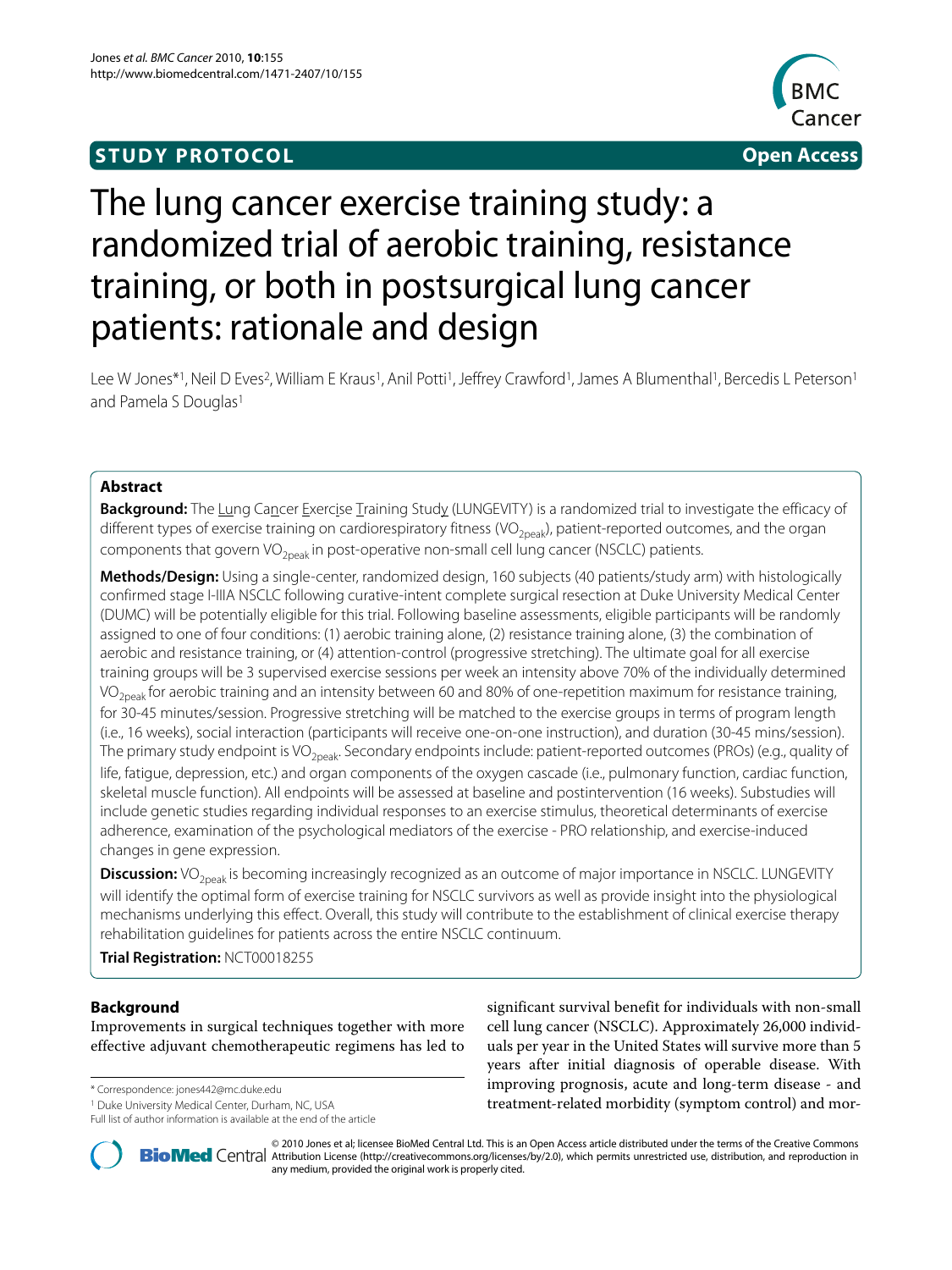**STUDY PROTOCOL** **Open Access**

# The lung cancer exercise training study: a randomized trial of aerobic training, resistance training, or both in postsurgical lung cancer patients: rationale and design

Lee W Jones*[1], Neil D Eves[2], William E Kraus[1], Anil Potti[1], Jeffrey Crawford[1], James A Blumenthal[1], Bercedis L Peterson[1] and Pamela S Douglas[1]

## Abstract

**Background:** The Lung Cancer Exercise Training Study (LUNGEVITY) is a randomized trial to investigate the efficacy of different types of exercise training on cardiorespiratory fitness ($VO_{2peak}$), patient-reported outcomes, and the organ components that govern $VO_{2peak}$ in post-operative non-small cell lung cancer (NSCLC) patients.

**Methods/Design:** Using a single-center, randomized design, 160 subjects (40 patients/study arm) with histologically confirmed stage I-IIIA NSCLC following curative-intent complete surgical resection at Duke University Medical Center (DUMC) will be potentially eligible for this trial. Following baseline assessments, eligible participants will be randomly assigned to one of four conditions: (1) aerobic training alone, (2) resistance training alone, (3) the combination of aerobic and resistance training, or (4) attention-control (progressive stretching). The ultimate goal for all exercise training groups will be 3 supervised exercise sessions per week an intensity above 70% of the individually determined $VO_{2peak}$ for aerobic training and an intensity between 60 and 80% of one-repetition maximum for resistance training, for 30-45 minutes/session. Progressive stretching will be matched to the exercise groups in terms of program length (i.e., 16 weeks), social interaction (participants will receive one-on-one instruction), and duration (30-45 mins/session). The primary study endpoint is $VO_{2peak}$. Secondary endpoints include: patient-reported outcomes (PROs) (e.g., quality of life, fatigue, depression, etc.) and organ components of the oxygen cascade (i.e., pulmonary function, cardiac function, skeletal muscle function). All endpoints will be assessed at baseline and postintervention (16 weeks). Substudies will include genetic studies regarding individual responses to an exercise stimulus, theoretical determinants of exercise adherence, examination of the psychological mediators of the exercise - PRO relationship, and exercise-induced changes in gene expression.

**Discussion:** $VO_{2peak}$ is becoming increasingly recognized as an outcome of major importance in NSCLC. LUNGEVITY will identify the optimal form of exercise training for NSCLC survivors as well as provide insight into the physiological mechanisms underlying this effect. Overall, this study will contribute to the establishment of clinical exercise therapy rehabilitation guidelines for patients across the entire NSCLC continuum.

**Trial Registration:** NCT00018255

## Background

Improvements in surgical techniques together with more effective adjuvant chemotherapeutic regimens has led to significant survival benefit for individuals with non-small cell lung cancer (NSCLC). Approximately 26,000 individuals per year in the United States will survive more than 5 years after initial diagnosis of operable disease. With improving prognosis, acute and long-term disease - and treatment-related morbidity (symptom control) and mor-

\* Correspondence: jones442@mc.duke.edu

[1] Duke University Medical Center, Durham, NC, USA

Full list of author information is available at the end of the article

© 2010 Jones et al; licensee BioMed Central Ltd. This is an Open Access article distributed under the terms of the Creative Commons Attribution License (http://creativecommons.org/licenses/by/2.0), which permits unrestricted use, distribution, and reproduction in any medium, provided the original work is properly cited.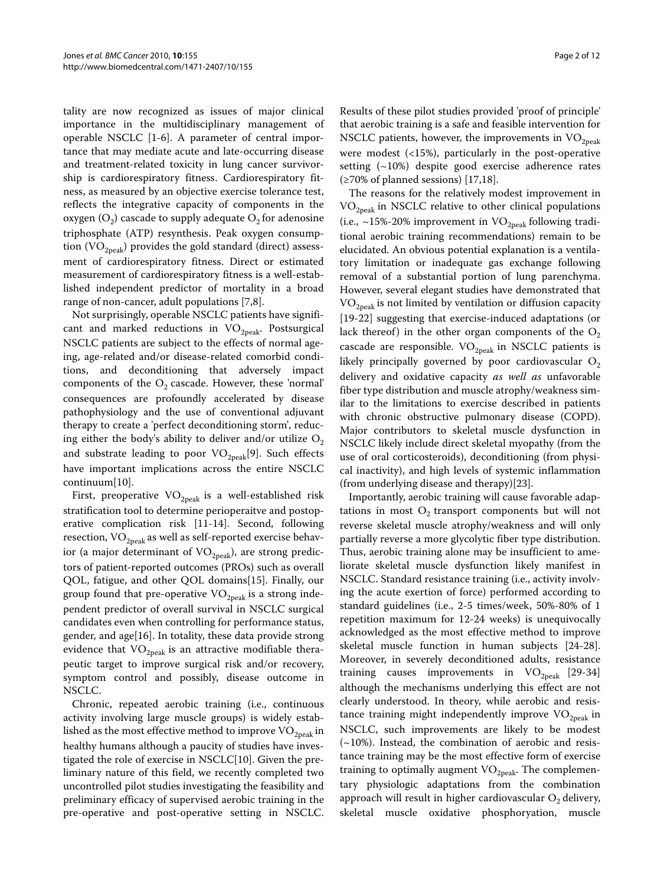tality are now recognized as issues of major clinical importance in the multidisciplinary management of operable NSCLC [1-6]. A parameter of central importance that may mediate acute and late-occurring disease and treatment-related toxicity in lung cancer survivorship is cardiorespiratory fitness. Cardiorespiratory fitness, as measured by an objective exercise tolerance test, reflects the integrative capacity of components in the oxygen ($O_2$) cascade to supply adequate $O_2$ for adenosine triphosphate (ATP) resynthesis. Peak oxygen consumption ($VO_{2peak}$) provides the gold standard (direct) assessment of cardiorespiratory fitness. Direct or estimated measurement of cardiorespiratory fitness is a well-established independent predictor of mortality in a broad range of non-cancer, adult populations [7,8].

Not surprisingly, operable NSCLC patients have significant and marked reductions in $VO_{2peak}$. Postsurgical NSCLC patients are subject to the effects of normal ageing, age-related and/or disease-related comorbid conditions, and deconditioning that adversely impact components of the $O_2$ cascade. However, these 'normal' consequences are profoundly accelerated by disease pathophysiology and the use of conventional adjuvant therapy to create a 'perfect deconditioning storm', reducing either the body's ability to deliver and/or utilize $O_2$ and substrate leading to poor $VO_{2peak}$[9]. Such effects have important implications across the entire NSCLC continuum[10].

First, preoperative $VO_{2peak}$ is a well-established risk stratification tool to determine perioperaitve and postoperative complication risk [11-14]. Second, following resection, $VO_{2peak}$ as well as self-reported exercise behavior (a major determinant of $VO_{2peak}$), are strong predictors of patient-reported outcomes (PROs) such as overall QOL, fatigue, and other QOL domains[15]. Finally, our group found that pre-operative $VO_{2peak}$ is a strong independent predictor of overall survival in NSCLC surgical candidates even when controlling for performance status, gender, and age[16]. In totality, these data provide strong evidence that $VO_{2peak}$ is an attractive modifiable therapeutic target to improve surgical risk and/or recovery, symptom control and possibly, disease outcome in NSCLC.

Chronic, repeated aerobic training (i.e., continuous activity involving large muscle groups) is widely established as the most effective method to improve $VO_{2peak}$ in healthy humans although a paucity of studies have investigated the role of exercise in NSCLC[10]. Given the preliminary nature of this field, we recently completed two uncontrolled pilot studies investigating the feasibility and preliminary efficacy of supervised aerobic training in the pre-operative and post-operative setting in NSCLC. Results of these pilot studies provided 'proof of principle' that aerobic training is a safe and feasible intervention for NSCLC patients, however, the improvements in $VO_{2peak}$ were modest (<15%), particularly in the post-operative setting (~10%) despite good exercise adherence rates (≥70% of planned sessions) [17,18].

The reasons for the relatively modest improvement in $VO_{2peak}$ in NSCLC relative to other clinical populations (i.e., ~15%-20% improvement in $VO_{2peak}$ following traditional aerobic training recommendations) remain to be elucidated. An obvious potential explanation is a ventilatory limitation or inadequate gas exchange following removal of a substantial portion of lung parenchyma. However, several elegant studies have demonstrated that $VO_{2peak}$ is not limited by ventilation or diffusion capacity [19-22] suggesting that exercise-induced adaptations (or lack thereof) in the other organ components of the $O_2$ cascade are responsible. $VO_{2peak}$ in NSCLC patients is likely principally governed by poor cardiovascular $O_2$ delivery and oxidative capacity *as well as* unfavorable fiber type distribution and muscle atrophy/weakness similar to the limitations to exercise described in patients with chronic obstructive pulmonary disease (COPD). Major contributors to skeletal muscle dysfunction in NSCLC likely include direct skeletal myopathy (from the use of oral corticosteroids), deconditioning (from physical inactivity), and high levels of systemic inflammation (from underlying disease and therapy)[23].

Importantly, aerobic training will cause favorable adaptations in most $O_2$ transport components but will not reverse skeletal muscle atrophy/weakness and will only partially reverse a more glycolytic fiber type distribution. Thus, aerobic training alone may be insufficient to ameliorate skeletal muscle dysfunction likely manifest in NSCLC. Standard resistance training (i.e., activity involving the acute exertion of force) performed according to standard guidelines (i.e., 2-5 times/week, 50%-80% of 1 repetition maximum for 12-24 weeks) is unequivocally acknowledged as the most effective method to improve skeletal muscle function in human subjects [24-28]. Moreover, in severely deconditioned adults, resistance training causes improvements in $VO_{2peak}$ [29-34] although the mechanisms underlying this effect are not clearly understood. In theory, while aerobic and resistance training might independently improve $VO_{2peak}$ in NSCLC, such improvements are likely to be modest (~10%). Instead, the combination of aerobic and resistance training may be the most effective form of exercise training to optimally augment $VO_{2peak}$. The complementary physiologic adaptations from the combination approach will result in higher cardiovascular $O_2$ delivery, skeletal muscle oxidative phosphoryation, muscle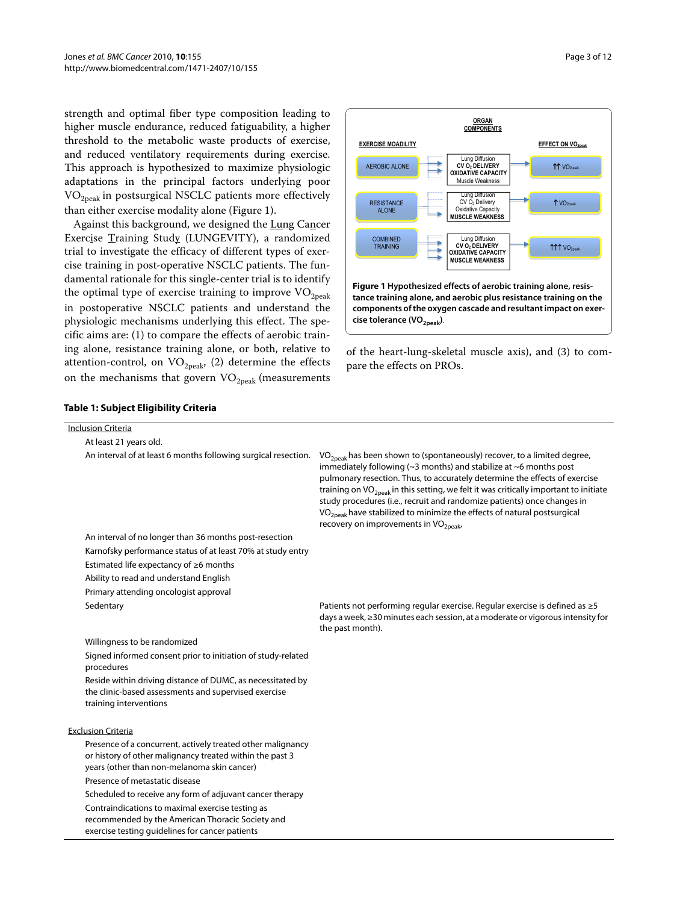strength and optimal fiber type composition leading to higher muscle endurance, reduced fatiguability, a higher threshold to the metabolic waste products of exercise, and reduced ventilatory requirements during exercise. This approach is hypothesized to maximize physiologic adaptations in the principal factors underlying poor $VO_{2peak}$ in postsurgical NSCLC patients more effectively than either exercise modality alone (Figure 1).

Against this background, we designed the Lung Cancer Exercise Training Study (LUNGEVITY), a randomized trial to investigate the efficacy of different types of exercise training in post-operative NSCLC patients. The fundamental rationale for this single-center trial is to identify the optimal type of exercise training to improve $VO_{2peak}$ in postoperative NSCLC patients and understand the physiologic mechanisms underlying this effect. The specific aims are: (1) to compare the effects of aerobic training alone, resistance training alone, or both, relative to attention-control, on $VO_{2peak}$, (2) determine the effects on the mechanisms that govern $VO_{2peak}$ (measurements of the heart-lung-skeletal muscle axis), and (3) to compare the effects on PROs.

**Figure 1 Hypothesized effects of aerobic training alone, resistance training alone, and aerobic plus resistance training on the components of the oxygen cascade and resultant impact on exercise tolerance ($VO_{2peak}$).**

**Table 1: Subject Eligibility Criteria**

| Criteria | Notes |
|---|---|
| Inclusion Criteria | |
| At least 21 years old. | |
| An interval of at least 6 months following surgical resection. | $VO_{2peak}$ has been shown to (spontaneously) recover, to a limited degree, immediately following (~3 months) and stabilize at ~6 months post pulmonary resection. Thus, to accurately determine the effects of exercise training on $VO_{2peak}$ in this setting, we felt it was critically important to initiate study procedures (i.e., recruit and randomize patients) once changes in $VO_{2peak}$ have stabilized to minimize the effects of natural postsurgical recovery on improvements in $VO_{2peak}$. |
| An interval of no longer than 36 months post-resection | |
| Karnofsky performance status of at least 70% at study entry | |
| Estimated life expectancy of ≥6 months | |
| Ability to read and understand English | |
| Primary attending oncologist approval | |
| Sedentary | Patients not performing regular exercise. Regular exercise is defined as ≥5 days a week, ≥30 minutes each session, at a moderate or vigorous intensity for the past month). |
| Willingness to be randomized | |
| Signed informed consent prior to initiation of study-related procedures | |
| Reside within driving distance of DUMC, as necessitated by the clinic-based assessments and supervised exercise training interventions | |
| Exclusion Criteria | |
| Presence of a concurrent, actively treated other malignancy or history of other malignancy treated within the past 3 years (other than non-melanoma skin cancer) | |
| Presence of metastatic disease | |
| Scheduled to receive any form of adjuvant cancer therapy | |
| Contraindications to maximal exercise testing as recommended by the American Thoracic Society and exercise testing guidelines for cancer patients | |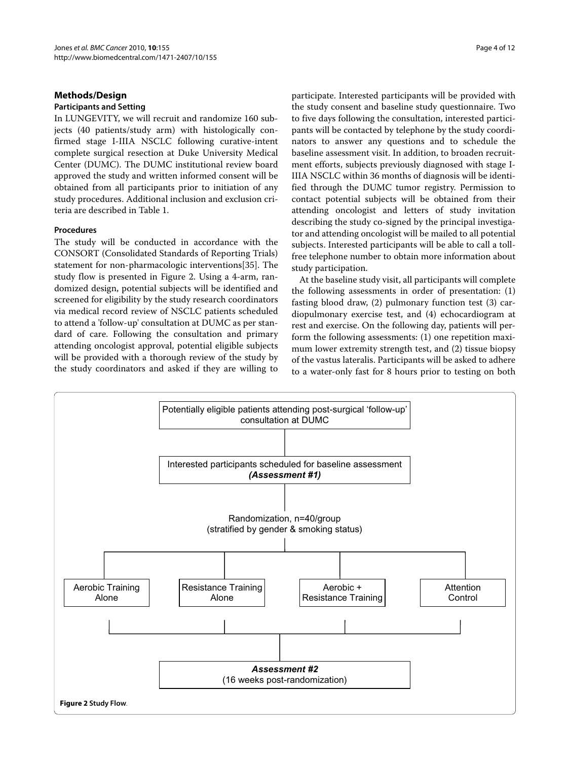## Methods/Design

### Participants and Setting

In LUNGEVITY, we will recruit and randomize 160 subjects (40 patients/study arm) with histologically confirmed stage I-IIIA NSCLC following curative-intent complete surgical resection at Duke University Medical Center (DUMC). The DUMC institutional review board approved the study and written informed consent will be obtained from all participants prior to initiation of any study procedures. Additional inclusion and exclusion criteria are described in Table 1.

### Procedures

The study will be conducted in accordance with the CONSORT (Consolidated Standards of Reporting Trials) statement for non-pharmacologic interventions[35]. The study flow is presented in Figure 2. Using a 4-arm, randomized design, potential subjects will be identified and screened for eligibility by the study research coordinators via medical record review of NSCLC patients scheduled to attend a 'follow-up' consultation at DUMC as per standard of care. Following the consultation and primary attending oncologist approval, potential eligible subjects will be provided with a thorough review of the study by the study coordinators and asked if they are willing to participate. Interested participants will be provided with the study consent and baseline study questionnaire. Two to five days following the consultation, interested participants will be contacted by telephone by the study coordinators to answer any questions and to schedule the baseline assessment visit. In addition, to broaden recruitment efforts, subjects previously diagnosed with stage I-IIIA NSCLC within 36 months of diagnosis will be identified through the DUMC tumor registry. Permission to contact potential subjects will be obtained from their attending oncologist and letters of study invitation describing the study co-signed by the principal investigator and attending oncologist will be mailed to all potential subjects. Interested participants will be able to call a toll-free telephone number to obtain more information about study participation.

At the baseline study visit, all participants will complete the following assessments in order of presentation: (1) fasting blood draw, (2) pulmonary function test (3) cardiopulmonary exercise test, and (4) echocardiogram at rest and exercise. On the following day, patients will perform the following assessments: (1) one repetition maximum lower extremity strength test, and (2) tissue biopsy of the vastus lateralis. Participants will be asked to adhere to a water-only fast for 8 hours prior to testing on both

Potentially eligible patients attending post-surgical 'follow-up' consultation at DUMC

↓

Interested participants scheduled for baseline assessment ***(Assessment #1)***

↓

Randomization, n=40/group (stratified by gender & smoking status)

↓

Aerobic Training Alone | Resistance Training Alone | Aerobic + Resistance Training | Attention Control

↓

***Assessment #2*** (16 weeks post-randomization)

**Figure 2** Study Flow.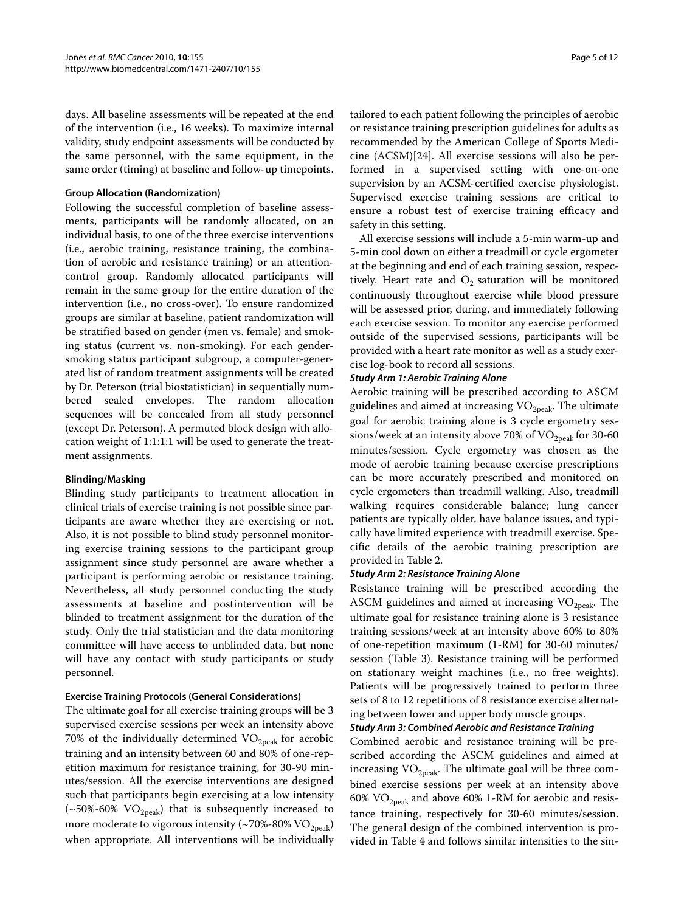days. All baseline assessments will be repeated at the end of the intervention (i.e., 16 weeks). To maximize internal validity, study endpoint assessments will be conducted by the same personnel, with the same equipment, in the same order (timing) at baseline and follow-up timepoints.

### Group Allocation (Randomization)

Following the successful completion of baseline assessments, participants will be randomly allocated, on an individual basis, to one of the three exercise interventions (i.e., aerobic training, resistance training, the combination of aerobic and resistance training) or an attention-control group. Randomly allocated participants will remain in the same group for the entire duration of the intervention (i.e., no cross-over). To ensure randomized groups are similar at baseline, patient randomization will be stratified based on gender (men vs. female) and smoking status (current vs. non-smoking). For each gender-smoking status participant subgroup, a computer-generated list of random treatment assignments will be created by Dr. Peterson (trial biostatistician) in sequentially numbered sealed envelopes. The random allocation sequences will be concealed from all study personnel (except Dr. Peterson). A permuted block design with allocation weight of 1:1:1:1 will be used to generate the treatment assignments.

### Blinding/Masking

Blinding study participants to treatment allocation in clinical trials of exercise training is not possible since participants are aware whether they are exercising or not. Also, it is not possible to blind study personnel monitoring exercise training sessions to the participant group assignment since study personnel are aware whether a participant is performing aerobic or resistance training. Nevertheless, all study personnel conducting the study assessments at baseline and postintervention will be blinded to treatment assignment for the duration of the study. Only the trial statistician and the data monitoring committee will have access to unblinded data, but none will have any contact with study participants or study personnel.

### Exercise Training Protocols (General Considerations)

The ultimate goal for all exercise training groups will be 3 supervised exercise sessions per week an intensity above 70% of the individually determined $VO_{2peak}$ for aerobic training and an intensity between 60 and 80% of one-repetition maximum for resistance training, for 30-90 minutes/session. All the exercise interventions are designed such that participants begin exercising at a low intensity (~50%-60% $VO_{2peak}$) that is subsequently increased to more moderate to vigorous intensity (~70%-80% $VO_{2peak}$) when appropriate. All interventions will be individually tailored to each patient following the principles of aerobic or resistance training prescription guidelines for adults as recommended by the American College of Sports Medicine (ACSM)[24]. All exercise sessions will also be performed in a supervised setting with one-on-one supervision by an ACSM-certified exercise physiologist. Supervised exercise training sessions are critical to ensure a robust test of exercise training efficacy and safety in this setting.

All exercise sessions will include a 5-min warm-up and 5-min cool down on either a treadmill or cycle ergometer at the beginning and end of each training session, respectively. Heart rate and $O_2$ saturation will be monitored continuously throughout exercise while blood pressure will be assessed prior, during, and immediately following each exercise session. To monitor any exercise performed outside of the supervised sessions, participants will be provided with a heart rate monitor as well as a study exercise log-book to record all sessions.

#### *Study Arm 1: Aerobic Training Alone*

Aerobic training will be prescribed according to ASCM guidelines and aimed at increasing $VO_{2peak}$. The ultimate goal for aerobic training alone is 3 cycle ergometry sessions/week at an intensity above 70% of $VO_{2peak}$ for 30-60 minutes/session. Cycle ergometry was chosen as the mode of aerobic training because exercise prescriptions can be more accurately prescribed and monitored on cycle ergometers than treadmill walking. Also, treadmill walking requires considerable balance; lung cancer patients are typically older, have balance issues, and typically have limited experience with treadmill exercise. Specific details of the aerobic training prescription are provided in Table 2.

#### *Study Arm 2: Resistance Training Alone*

Resistance training will be prescribed according the ASCM guidelines and aimed at increasing $VO_{2peak}$. The ultimate goal for resistance training alone is 3 resistance training sessions/week at an intensity above 60% to 80% of one-repetition maximum (1-RM) for 30-60 minutes/session (Table 3). Resistance training will be performed on stationary weight machines (i.e., no free weights). Patients will be progressively trained to perform three sets of 8 to 12 repetitions of 8 resistance exercise alternating between lower and upper body muscle groups.

#### *Study Arm 3: Combined Aerobic and Resistance Training*

Combined aerobic and resistance training will be prescribed according the ASCM guidelines and aimed at increasing $VO_{2peak}$. The ultimate goal will be three combined exercise sessions per week at an intensity above 60% $VO_{2peak}$ and above 60% 1-RM for aerobic and resistance training, respectively for 30-60 minutes/session. The general design of the combined intervention is provided in Table 4 and follows similar intensities to the sin-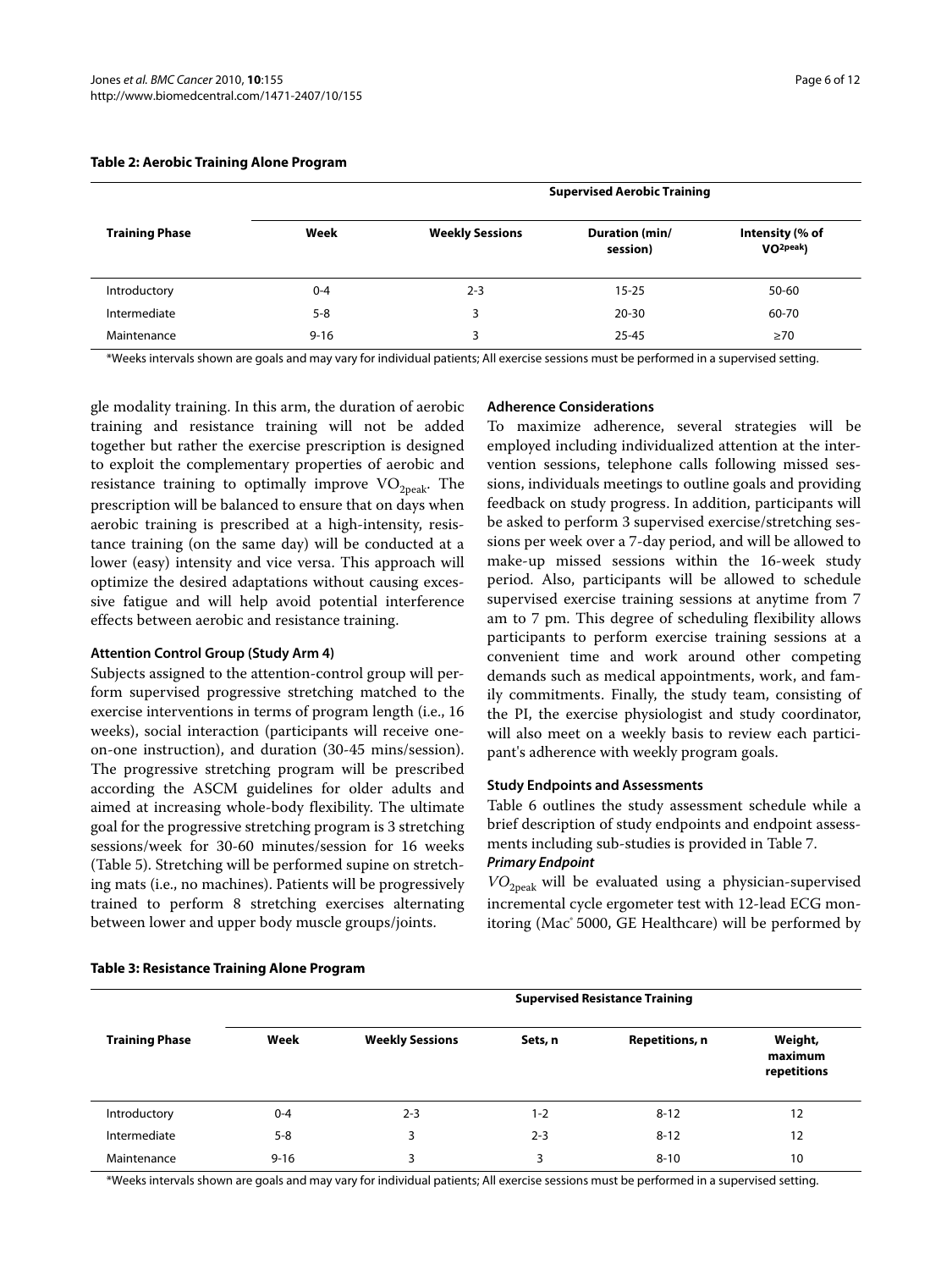**Table 2: Aerobic Training Alone Program**

| Training Phase | Supervised Aerobic Training | | | |
|---|---|---|---|---|
| | Week | Weekly Sessions | Duration (min/ session) | Intensity (% of $VO_{2peak}$) |
| Introductory | 0-4 | 2-3 | 15-25 | 50-60 |
| Intermediate | 5-8 | 3 | 20-30 | 60-70 |
| Maintenance | 9-16 | 3 | 25-45 | ≥70 |

*Weeks intervals shown are goals and may vary for individual patients; All exercise sessions must be performed in a supervised setting.

gle modality training. In this arm, the duration of aerobic training and resistance training will not be added together but rather the exercise prescription is designed to exploit the complementary properties of aerobic and resistance training to optimally improve $VO_{2peak}$. The prescription will be balanced to ensure that on days when aerobic training is prescribed at a high-intensity, resistance training (on the same day) will be conducted at a lower (easy) intensity and vice versa. This approach will optimize the desired adaptations without causing excessive fatigue and will help avoid potential interference effects between aerobic and resistance training.

#### Attention Control Group (Study Arm 4)

Subjects assigned to the attention-control group will perform supervised progressive stretching matched to the exercise interventions in terms of program length (i.e., 16 weeks), social interaction (participants will receive one-on-one instruction), and duration (30-45 mins/session). The progressive stretching program will be prescribed according the ASCM guidelines for older adults and aimed at increasing whole-body flexibility. The ultimate goal for the progressive stretching program is 3 stretching sessions/week for 30-60 minutes/session for 16 weeks (Table 5). Stretching will be performed supine on stretching mats (i.e., no machines). Patients will be progressively trained to perform 8 stretching exercises alternating between lower and upper body muscle groups/joints.

#### Adherence Considerations

To maximize adherence, several strategies will be employed including individualized attention at the intervention sessions, telephone calls following missed sessions, individuals meetings to outline goals and providing feedback on study progress. In addition, participants will be asked to perform 3 supervised exercise/stretching sessions per week over a 7-day period, and will be allowed to make-up missed sessions within the 16-week study period. Also, participants will be allowed to schedule supervised exercise training sessions at anytime from 7 am to 7 pm. This degree of scheduling flexibility allows participants to perform exercise training sessions at a convenient time and work around other competing demands such as medical appointments, work, and family commitments. Finally, the study team, consisting of the PI, the exercise physiologist and study coordinator, will also meet on a weekly basis to review each participant's adherence with weekly program goals.

#### Study Endpoints and Assessments

Table 6 outlines the study assessment schedule while a brief description of study endpoints and endpoint assessments including sub-studies is provided in Table 7.

***Primary Endpoint***

$VO_{2peak}$ will be evaluated using a physician-supervised incremental cycle ergometer test with 12-lead ECG monitoring (Mac® 5000, GE Healthcare) will be performed by

**Table 3: Resistance Training Alone Program**

| Training Phase | Supervised Resistance Training | | | | |
|---|---|---|---|---|---|
| | Week | Weekly Sessions | Sets, n | Repetitions, n | Weight, maximum repetitions |
| Introductory | 0-4 | 2-3 | 1-2 | 8-12 | 12 |
| Intermediate | 5-8 | 3 | 2-3 | 8-12 | 12 |
| Maintenance | 9-16 | 3 | 3 | 8-10 | 10 |

*Weeks intervals shown are goals and may vary for individual patients; All exercise sessions must be performed in a supervised setting.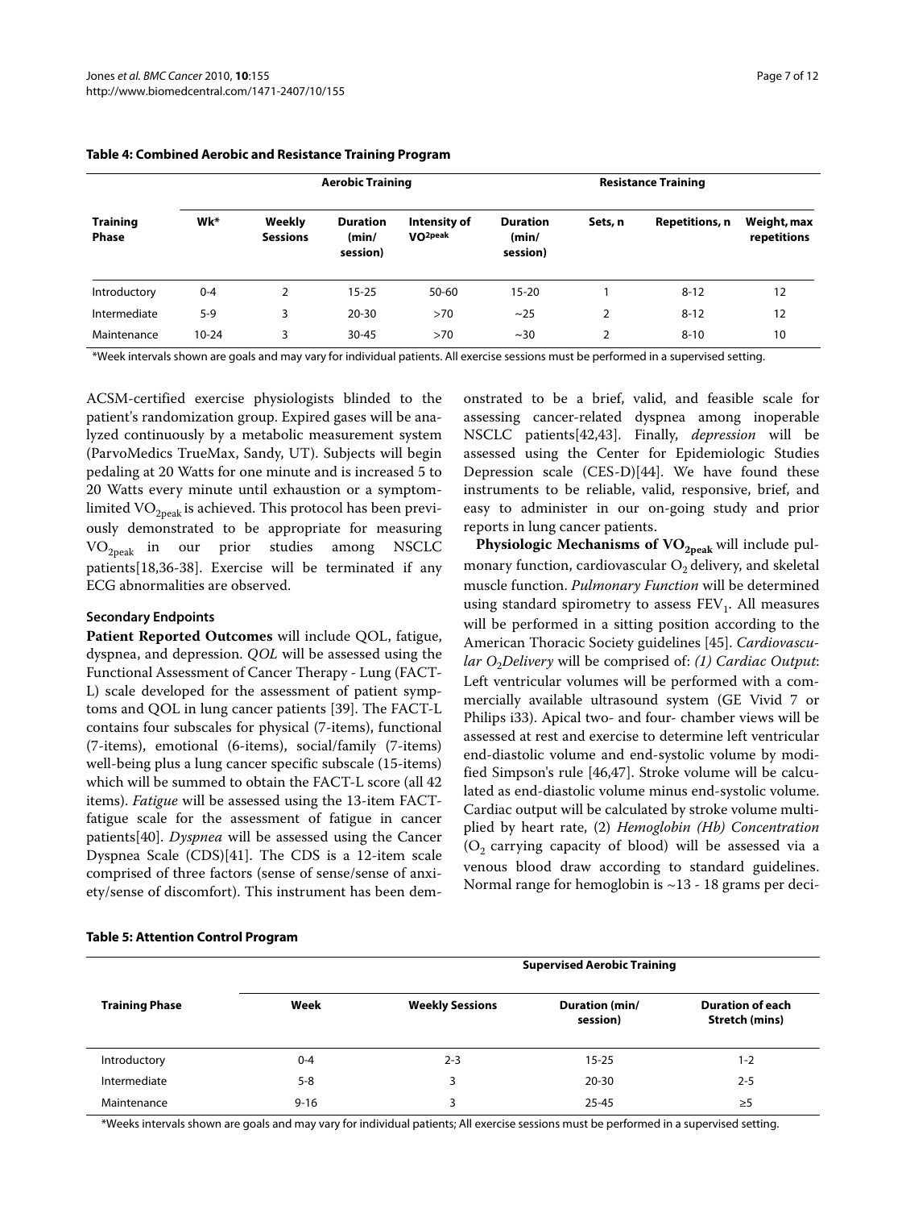**Table 4: Combined Aerobic and Resistance Training Program**

| Training Phase | Aerobic Training | | | | Resistance Training | | | |
|---|---|---|---|---|---|---|---|---|
| | Wk* | Weekly Sessions | Duration (min/session) | Intensity of $VO_{2peak}$ | Duration (min/session) | Sets, n | Repetitions, n | Weight, max repetitions |
| Introductory | 0-4 | 2 | 15-25 | 50-60 | 15-20 | 1 | 8-12 | 12 |
| Intermediate | 5-9 | 3 | 20-30 | >70 | ~25 | 2 | 8-12 | 12 |
| Maintenance | 10-24 | 3 | 30-45 | >70 | ~30 | 2 | 8-10 | 10 |

*Week intervals shown are goals and may vary for individual patients. All exercise sessions must be performed in a supervised setting.

ACSM-certified exercise physiologists blinded to the patient's randomization group. Expired gases will be analyzed continuously by a metabolic measurement system (ParvoMedics TrueMax, Sandy, UT). Subjects will begin pedaling at 20 Watts for one minute and is increased 5 to 20 Watts every minute until exhaustion or a symptom-limited $VO_{2peak}$ is achieved. This protocol has been previously demonstrated to be appropriate for measuring $VO_{2peak}$ in our prior studies among NSCLC patients[18,36-38]. Exercise will be terminated if any ECG abnormalities are observed.

#### Secondary Endpoints

**Patient Reported Outcomes** will include QOL, fatigue, dyspnea, and depression. *QOL* will be assessed using the Functional Assessment of Cancer Therapy - Lung (FACT-L) scale developed for the assessment of patient symptoms and QOL in lung cancer patients [39]. The FACT-L contains four subscales for physical (7-items), functional (7-items), emotional (6-items), social/family (7-items) well-being plus a lung cancer specific subscale (15-items) which will be summed to obtain the FACT-L score (all 42 items). *Fatigue* will be assessed using the 13-item FACT-fatigue scale for the assessment of fatigue in cancer patients[40]. *Dyspnea* will be assessed using the Cancer Dyspnea Scale (CDS)[41]. The CDS is a 12-item scale comprised of three factors (sense of sense/sense of anxiety/sense of discomfort). This instrument has been demonstrated to be a brief, valid, and feasible scale for assessing cancer-related dyspnea among inoperable NSCLC patients[42,43]. Finally, *depression* will be assessed using the Center for Epidemiologic Studies Depression scale (CES-D)[44]. We have found these instruments to be reliable, valid, responsive, brief, and easy to administer in our on-going study and prior reports in lung cancer patients.

**Physiologic Mechanisms of $VO_{2peak}$** will include pulmonary function, cardiovascular $O_2$ delivery, and skeletal muscle function. *Pulmonary Function* will be determined using standard spirometry to assess $FEV_1$. All measures will be performed in a sitting position according to the American Thoracic Society guidelines [45]. *Cardiovascular $O_2$Delivery* will be comprised of: *(1) Cardiac Output*: Left ventricular volumes will be performed with a commercially available ultrasound system (GE Vivid 7 or Philips i33). Apical two- and four- chamber views will be assessed at rest and exercise to determine left ventricular end-diastolic volume and end-systolic volume by modified Simpson's rule [46,47]. Stroke volume will be calculated as end-diastolic volume minus end-systolic volume. Cardiac output will be calculated by stroke volume multiplied by heart rate, (2) *Hemoglobin (Hb) Concentration* ($O_2$ carrying capacity of blood) will be assessed via a venous blood draw according to standard guidelines. Normal range for hemoglobin is ~13 - 18 grams per deci-

**Table 5: Attention Control Program**

| Training Phase | Supervised Aerobic Training | | | |
|---|---|---|---|---|
| | Week | Weekly Sessions | Duration (min/session) | Duration of each Stretch (mins) |
| Introductory | 0-4 | 2-3 | 15-25 | 1-2 |
| Intermediate | 5-8 | 3 | 20-30 | 2-5 |
| Maintenance | 9-16 | 3 | 25-45 | ≥5 |

*Weeks intervals shown are goals and may vary for individual patients; All exercise sessions must be performed in a supervised setting.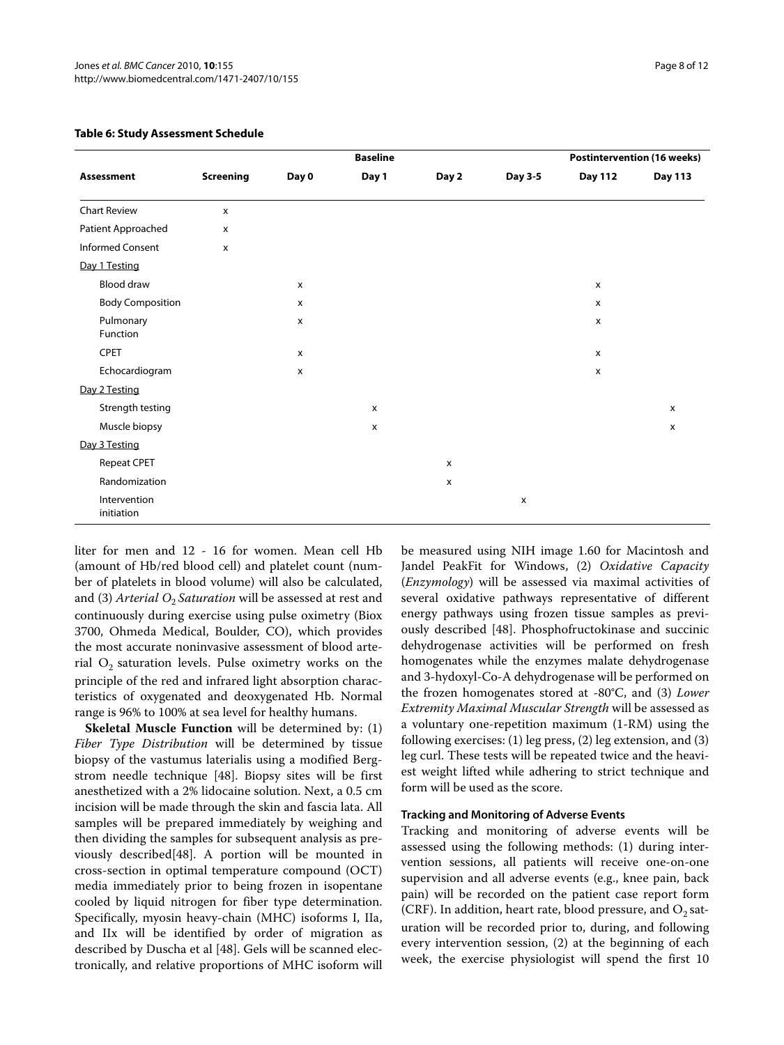**Table 6: Study Assessment Schedule**

| Assessment | Screening | Baseline | | | | Postintervention (16 weeks) | |
|---|---|---|---|---|---|---|---|
| | | Day 0 | Day 1 | Day 2 | Day 3-5 | Day 112 | Day 113 |
| Chart Review | x | | | | | | |
| Patient Approached | x | | | | | | |
| Informed Consent | x | | | | | | |
| Day 1 Testing | | | | | | | |
| Blood draw | | x | | | | x | |
| Body Composition | | x | | | | x | |
| Pulmonary Function | | x | | | | x | |
| CPET | | x | | | | x | |
| Echocardiogram | | x | | | | x | |
| Day 2 Testing | | | | | | | |
| Strength testing | | | x | | | | x |
| Muscle biopsy | | | x | | | | x |
| Day 3 Testing | | | | | | | |
| Repeat CPET | | | | x | | | |
| Randomization | | | | x | | | |
| Intervention initiation | | | | | x | | |

liter for men and 12 - 16 for women. Mean cell Hb (amount of Hb/red blood cell) and platelet count (number of platelets in blood volume) will also be calculated, and (3) *Arterial $O_2$ Saturation* will be assessed at rest and continuously during exercise using pulse oximetry (Biox 3700, Ohmeda Medical, Boulder, CO), which provides the most accurate noninvasive assessment of blood arterial $O_2$ saturation levels. Pulse oximetry works on the principle of the red and infrared light absorption characteristics of oxygenated and deoxygenated Hb. Normal range is 96% to 100% at sea level for healthy humans.

**Skeletal Muscle Function** will be determined by: (1) *Fiber Type Distribution* will be determined by tissue biopsy of the vastumus laterialis using a modified Bergstrom needle technique [48]. Biopsy sites will be first anesthetized with a 2% lidocaine solution. Next, a 0.5 cm incision will be made through the skin and fascia lata. All samples will be prepared immediately by weighing and then dividing the samples for subsequent analysis as previously described[48]. A portion will be mounted in cross-section in optimal temperature compound (OCT) media immediately prior to being frozen in isopentane cooled by liquid nitrogen for fiber type determination. Specifically, myosin heavy-chain (MHC) isoforms I, IIa, and IIx will be identified by order of migration as described by Duscha et al [48]. Gels will be scanned electronically, and relative proportions of MHC isoform will be measured using NIH image 1.60 for Macintosh and Jandel PeakFit for Windows, (2) *Oxidative Capacity* (*Enzymology*) will be assessed via maximal activities of several oxidative pathways representative of different energy pathways using frozen tissue samples as previously described [48]. Phosphofructokinase and succinic dehydrogenase activities will be performed on fresh homogenates while the enzymes malate dehydrogenase and 3-hydoxyl-Co-A dehydrogenase will be performed on the frozen homogenates stored at -80°C, and (3) *Lower Extremity Maximal Muscular Strength* will be assessed as a voluntary one-repetition maximum (1-RM) using the following exercises: (1) leg press, (2) leg extension, and (3) leg curl. These tests will be repeated twice and the heaviest weight lifted while adhering to strict technique and form will be used as the score.

#### Tracking and Monitoring of Adverse Events

Tracking and monitoring of adverse events will be assessed using the following methods: (1) during intervention sessions, all patients will receive one-on-one supervision and all adverse events (e.g., knee pain, back pain) will be recorded on the patient case report form (CRF). In addition, heart rate, blood pressure, and $O_2$ saturation will be recorded prior to, during, and following every intervention session, (2) at the beginning of each week, the exercise physiologist will spend the first 10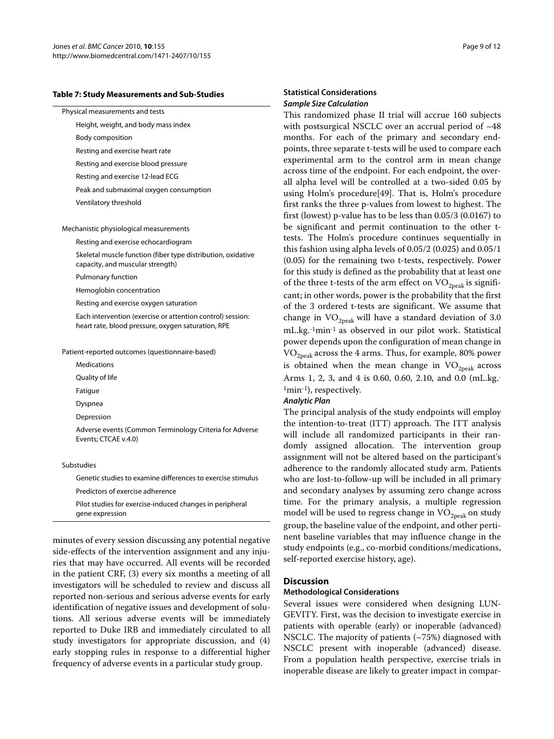**Table 7: Study Measurements and Sub-Studies**

| |
|---|
| Physical measurements and tests |
| Height, weight, and body mass index |
| Body composition |
| Resting and exercise heart rate |
| Resting and exercise blood pressure |
| Resting and exercise 12-lead ECG |
| Peak and submaximal oxygen consumption |
| Ventilatory threshold |
| Mechanistic physiological measurements |
| Resting and exercise echocardiogram |
| Skeletal muscle function (fiber type distribution, oxidative capacity, and muscular strength) |
| Pulmonary function |
| Hemoglobin concentration |
| Resting and exercise oxygen saturation |
| Each intervention (exercise or attention control) session: heart rate, blood pressure, oxygen saturation, RPE |
| Patient-reported outcomes (questionnaire-based) |
| Medications |
| Quality of life |
| Fatigue |
| Dyspnea |
| Depression |
| Adverse events (Common Terminology Criteria for Adverse Events; CTCAE v.4.0) |
| Substudies |
| Genetic studies to examine differences to exercise stimulus |
| Predictors of exercise adherence |
| Pilot studies for exercise-induced changes in peripheral gene expression |

minutes of every session discussing any potential negative side-effects of the intervention assignment and any injuries that may have occurred. All events will be recorded in the patient CRF, (3) every six months a meeting of all investigators will be scheduled to review and discuss all reported non-serious and serious adverse events for early identification of negative issues and development of solutions. All serious adverse events will be immediately reported to Duke IRB and immediately circulated to all study investigators for appropriate discussion, and (4) early stopping rules in response to a differential higher frequency of adverse events in a particular study group.

## Statistical Considerations

### *Sample Size Calculation*

This randomized phase II trial will accrue 160 subjects with postsurgical NSCLC over an accrual period of ~48 months. For each of the primary and secondary endpoints, three separate t-tests will be used to compare each experimental arm to the control arm in mean change across time of the endpoint. For each endpoint, the overall alpha level will be controlled at a two-sided 0.05 by using Holm's procedure[49]. That is, Holm's procedure first ranks the three p-values from lowest to highest. The first (lowest) p-value has to be less than 0.05/3 (0.0167) to be significant and permit continuation to the other t-tests. The Holm's procedure continues sequentially in this fashion using alpha levels of 0.05/2 (0.025) and 0.05/1 (0.05) for the remaining two t-tests, respectively. Power for this study is defined as the probability that at least one of the three t-tests of the arm effect on $VO_{2peak}$ is significant; in other words, power is the probability that the first of the 3 ordered t-tests are significant. We assume that change in $VO_{2peak}$ will have a standard deviation of 3.0 $mL.kg.^{-1}min^{-1}$ as observed in our pilot work. Statistical power depends upon the configuration of mean change in $VO_{2peak}$ across the 4 arms. Thus, for example, 80% power is obtained when the mean change in $VO_{2peak}$ across Arms 1, 2, 3, and 4 is 0.60, 0.60, 2.10, and 0.0 ($mL.kg.^{-1}min^{-1}$), respectively.

### *Analytic Plan*

The principal analysis of the study endpoints will employ the intention-to-treat (ITT) approach. The ITT analysis will include all randomized participants in their randomly assigned allocation. The intervention group assignment will not be altered based on the participant's adherence to the randomly allocated study arm. Patients who are lost-to-follow-up will be included in all primary and secondary analyses by assuming zero change across time. For the primary analysis, a multiple regression model will be used to regress change in $VO_{2peak}$ on study group, the baseline value of the endpoint, and other pertinent baseline variables that may influence change in the study endpoints (e.g., co-morbid conditions/medications, self-reported exercise history, age).

## Discussion

### Methodological Considerations

Several issues were considered when designing LUNGEVITY. First, was the decision to investigate exercise in patients with operable (early) or inoperable (advanced) NSCLC. The majority of patients (~75%) diagnosed with NSCLC present with inoperable (advanced) disease. From a population health perspective, exercise trials in inoperable disease are likely to greater impact in compar-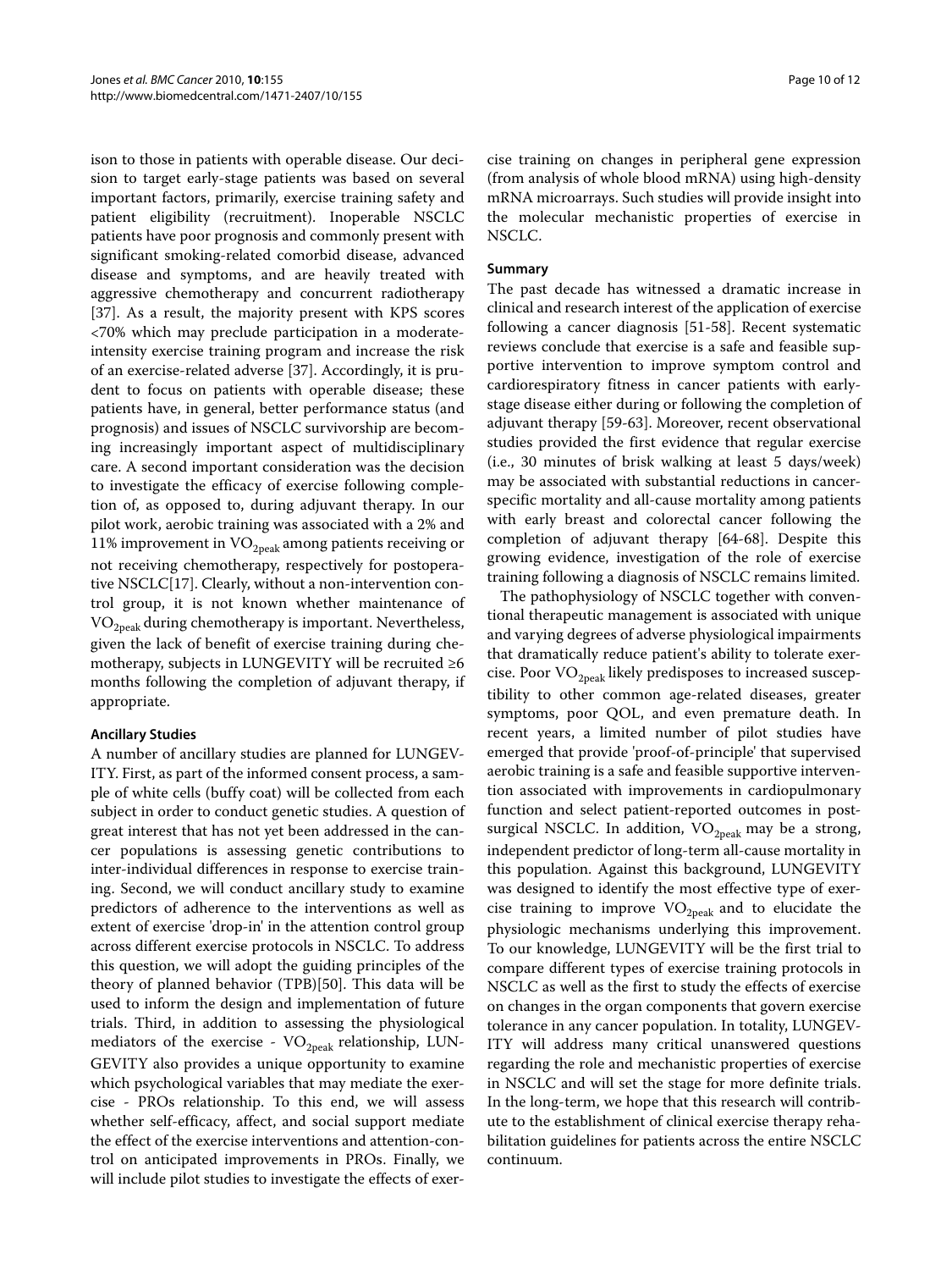ison to those in patients with operable disease. Our decision to target early-stage patients was based on several important factors, primarily, exercise training safety and patient eligibility (recruitment). Inoperable NSCLC patients have poor prognosis and commonly present with significant smoking-related comorbid disease, advanced disease and symptoms, and are heavily treated with aggressive chemotherapy and concurrent radiotherapy [37]. As a result, the majority present with KPS scores <70% which may preclude participation in a moderate-intensity exercise training program and increase the risk of an exercise-related adverse [37]. Accordingly, it is prudent to focus on patients with operable disease; these patients have, in general, better performance status (and prognosis) and issues of NSCLC survivorship are becoming increasingly important aspect of multidisciplinary care. A second important consideration was the decision to investigate the efficacy of exercise following completion of, as opposed to, during adjuvant therapy. In our pilot work, aerobic training was associated with a 2% and 11% improvement in $VO_{2peak}$ among patients receiving or not receiving chemotherapy, respectively for postoperative NSCLC[17]. Clearly, without a non-intervention control group, it is not known whether maintenance of $VO_{2peak}$ during chemotherapy is important. Nevertheless, given the lack of benefit of exercise training during chemotherapy, subjects in LUNGEVITY will be recruited ≥6 months following the completion of adjuvant therapy, if appropriate.

#### Ancillary Studies

A number of ancillary studies are planned for LUNGEVITY. First, as part of the informed consent process, a sample of white cells (buffy coat) will be collected from each subject in order to conduct genetic studies. A question of great interest that has not yet been addressed in the cancer populations is assessing genetic contributions to inter-individual differences in response to exercise training. Second, we will conduct ancillary study to examine predictors of adherence to the interventions as well as extent of exercise 'drop-in' in the attention control group across different exercise protocols in NSCLC. To address this question, we will adopt the guiding principles of the theory of planned behavior (TPB)[50]. This data will be used to inform the design and implementation of future trials. Third, in addition to assessing the physiological mediators of the exercise - $VO_{2peak}$ relationship, LUNGEVITY also provides a unique opportunity to examine which psychological variables that may mediate the exercise - PROs relationship. To this end, we will assess whether self-efficacy, affect, and social support mediate the effect of the exercise interventions and attention-control on anticipated improvements in PROs. Finally, we will include pilot studies to investigate the effects of exercise training on changes in peripheral gene expression (from analysis of whole blood mRNA) using high-density mRNA microarrays. Such studies will provide insight into the molecular mechanistic properties of exercise in NSCLC.

## Summary

The past decade has witnessed a dramatic increase in clinical and research interest of the application of exercise following a cancer diagnosis [51-58]. Recent systematic reviews conclude that exercise is a safe and feasible supportive intervention to improve symptom control and cardiorespiratory fitness in cancer patients with early-stage disease either during or following the completion of adjuvant therapy [59-63]. Moreover, recent observational studies provided the first evidence that regular exercise (i.e., 30 minutes of brisk walking at least 5 days/week) may be associated with substantial reductions in cancer-specific mortality and all-cause mortality among patients with early breast and colorectal cancer following the completion of adjuvant therapy [64-68]. Despite this growing evidence, investigation of the role of exercise training following a diagnosis of NSCLC remains limited.

The pathophysiology of NSCLC together with conventional therapeutic management is associated with unique and varying degrees of adverse physiological impairments that dramatically reduce patient's ability to tolerate exercise. Poor $VO_{2peak}$ likely predisposes to increased susceptibility to other common age-related diseases, greater symptoms, poor QOL, and even premature death. In recent years, a limited number of pilot studies have emerged that provide 'proof-of-principle' that supervised aerobic training is a safe and feasible supportive intervention associated with improvements in cardiopulmonary function and select patient-reported outcomes in post-surgical NSCLC. In addition, $VO_{2peak}$ may be a strong, independent predictor of long-term all-cause mortality in this population. Against this background, LUNGEVITY was designed to identify the most effective type of exercise training to improve $VO_{2peak}$ and to elucidate the physiologic mechanisms underlying this improvement. To our knowledge, LUNGEVITY will be the first trial to compare different types of exercise training protocols in NSCLC as well as the first to study the effects of exercise on changes in the organ components that govern exercise tolerance in any cancer population. In totality, LUNGEVITY will address many critical unanswered questions regarding the role and mechanistic properties of exercise in NSCLC and will set the stage for more definite trials. In the long-term, we hope that this research will contribute to the establishment of clinical exercise therapy rehabilitation guidelines for patients across the entire NSCLC continuum.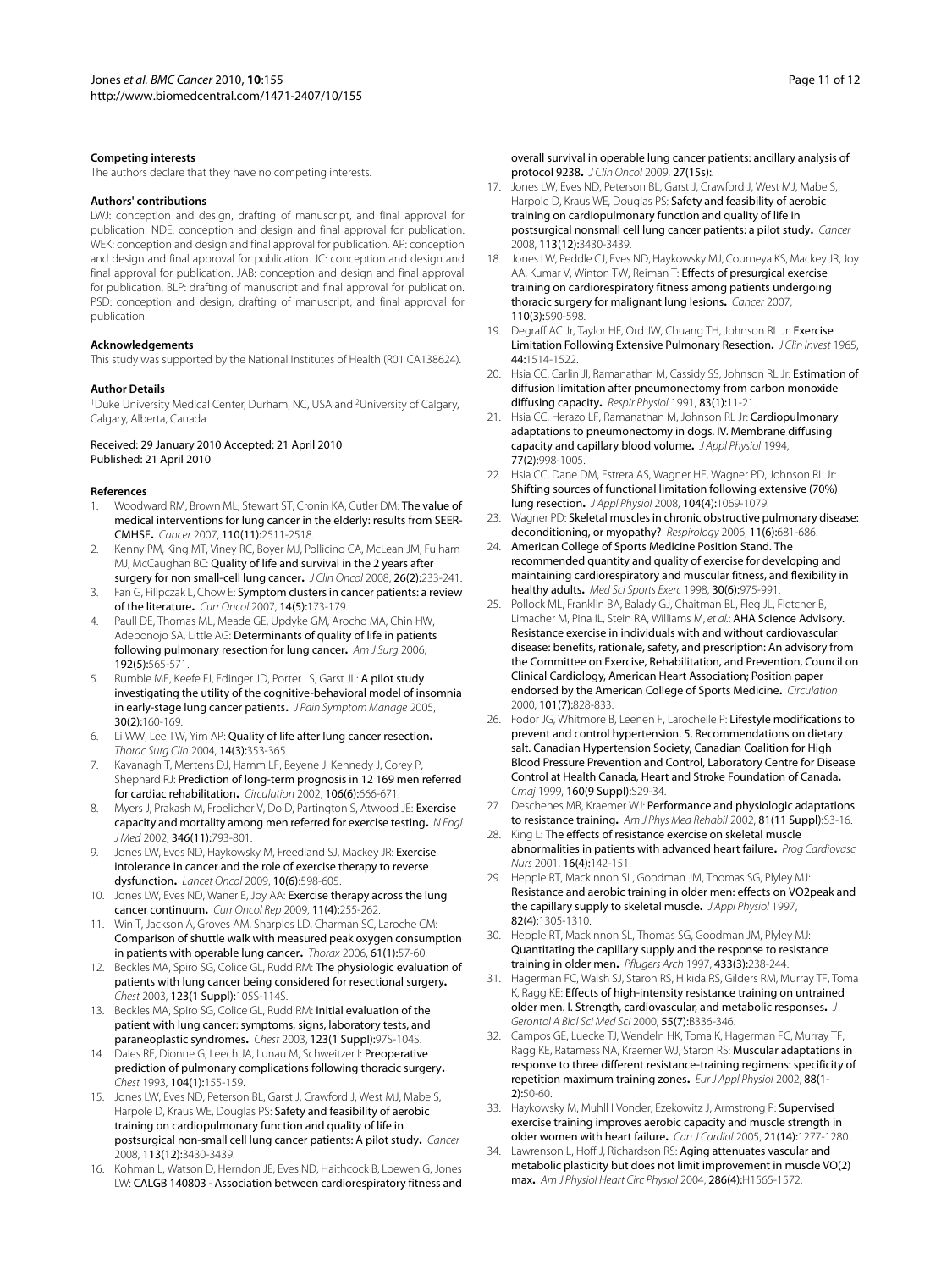### Competing interests

The authors declare that they have no competing interests.

### Authors' contributions

LWJ: conception and design, drafting of manuscript, and final approval for publication. NDE: conception and design and final approval for publication. WEK: conception and design and final approval for publication. AP: conception and design and final approval for publication. JC: conception and design and final approval for publication. JAB: conception and design and final approval for publication. BLP: drafting of manuscript and final approval for publication. PSD: conception and design, drafting of manuscript, and final approval for publication.

### Acknowledgements

This study was supported by the National Institutes of Health (R01 CA138624).

### Author Details

[1]Duke University Medical Center, Durham, NC, USA and [2]University of Calgary, Calgary, Alberta, Canada

Received: 29 January 2010 Accepted: 21 April 2010
Published: 21 April 2010

### References

1. Woodward RM, Brown ML, Stewart ST, Cronin KA, Cutler DM: **The value of medical interventions for lung cancer in the elderly: results from SEER-CMHSF.** *Cancer* 2007, **110(11):**2511-2518.
2. Kenny PM, King MT, Viney RC, Boyer MJ, Pollicino CA, McLean JM, Fulham MJ, McCaughan BC: **Quality of life and survival in the 2 years after surgery for non small-cell lung cancer.** *J Clin Oncol* 2008, **26(2):**233-241.
3. Fan G, Filipczak L, Chow E: **Symptom clusters in cancer patients: a review of the literature.** *Curr Oncol* 2007, **14(5):**173-179.
4. Paull DE, Thomas ML, Meade GE, Updyke GM, Arocho MA, Chin HW, Adebonojo SA, Little AG: **Determinants of quality of life in patients following pulmonary resection for lung cancer.** *Am J Surg* 2006, **192(5):**565-571.
5. Rumble ME, Keefe FJ, Edinger JD, Porter LS, Garst JL: **A pilot study investigating the utility of the cognitive-behavioral model of insomnia in early-stage lung cancer patients.** *J Pain Symptom Manage* 2005, **30(2):**160-169.
6. Li WW, Lee TW, Yim AP: **Quality of life after lung cancer resection.** *Thorac Surg Clin* 2004, **14(3):**353-365.
7. Kavanagh T, Mertens DJ, Hamm LF, Beyene J, Kennedy J, Corey P, Shephard RJ: **Prediction of long-term prognosis in 12 169 men referred for cardiac rehabilitation.** *Circulation* 2002, **106(6):**666-671.
8. Myers J, Prakash M, Froelicher V, Do D, Partington S, Atwood JE: **Exercise capacity and mortality among men referred for exercise testing.** *N Engl J Med* 2002, **346(11):**793-801.
9. Jones LW, Eves ND, Haykowsky M, Freedland SJ, Mackey JR: **Exercise intolerance in cancer and the role of exercise therapy to reverse dysfunction.** *Lancet Oncol* 2009, **10(6):**598-605.
10. Jones LW, Eves ND, Waner E, Joy AA: **Exercise therapy across the lung cancer continuum.** *Curr Oncol Rep* 2009, **11(4):**255-262.
11. Win T, Jackson A, Groves AM, Sharples LD, Charman SC, Laroche CM: **Comparison of shuttle walk with measured peak oxygen consumption in patients with operable lung cancer.** *Thorax* 2006, **61(1):**57-60.
12. Beckles MA, Spiro SG, Colice GL, Rudd RM: **The physiologic evaluation of patients with lung cancer being considered for resectional surgery.** *Chest* 2003, **123(1 Suppl):**105S-114S.
13. Beckles MA, Spiro SG, Colice GL, Rudd RM: **Initial evaluation of the patient with lung cancer: symptoms, signs, laboratory tests, and paraneoplastic syndromes.** *Chest* 2003, **123(1 Suppl):**97S-104S.
14. Dales RE, Dionne G, Leech JA, Lunau M, Schweitzer I: **Preoperative prediction of pulmonary complications following thoracic surgery.** *Chest* 1993, **104(1):**155-159.
15. Jones LW, Eves ND, Peterson BL, Garst J, Crawford J, West MJ, Mabe S, Harpole D, Kraus WE, Douglas PS: **Safety and feasibility of aerobic training on cardiopulmonary function and quality of life in postsurgical non-small cell lung cancer patients: A pilot study.** *Cancer* 2008, **113(12):**3430-3439.
16. Kohman L, Watson D, Herndon JE, Eves ND, Haithcock B, Loewen G, Jones LW: **CALGB 140803 - Association between cardiorespiratory fitness and overall survival in operable lung cancer patients: ancillary analysis of protocol 9238.** *J Clin Oncol* 2009, **27(15s):**.
17. Jones LW, Eves ND, Peterson BL, Garst J, Crawford J, West MJ, Mabe S, Harpole D, Kraus WE, Douglas PS: **Safety and feasibility of aerobic training on cardiopulmonary function and quality of life in postsurgical nonsmall cell lung cancer patients: a pilot study.** *Cancer* 2008, **113(12):**3430-3439.
18. Jones LW, Peddle CJ, Eves ND, Haykowsky MJ, Courneya KS, Mackey JR, Joy AA, Kumar V, Winton TW, Reiman T: **Effects of presurgical exercise training on cardiorespiratory fitness among patients undergoing thoracic surgery for malignant lung lesions.** *Cancer* 2007, **110(3):**590-598.
19. Degraff AC Jr, Taylor HF, Ord JW, Chuang TH, Johnson RL Jr: **Exercise Limitation Following Extensive Pulmonary Resection.** *J Clin Invest* 1965, **44:**1514-1522.
20. Hsia CC, Carlin JI, Ramanathan M, Cassidy SS, Johnson RL Jr: **Estimation of diffusion limitation after pneumonectomy from carbon monoxide diffusing capacity.** *Respir Physiol* 1991, **83(1):**11-21.
21. Hsia CC, Herazo LF, Ramanathan M, Johnson RL Jr: **Cardiopulmonary adaptations to pneumonectomy in dogs. IV. Membrane diffusing capacity and capillary blood volume.** *J Appl Physiol* 1994, **77(2):**998-1005.
22. Hsia CC, Dane DM, Estrera AS, Wagner HE, Wagner PD, Johnson RL Jr: **Shifting sources of functional limitation following extensive (70%) lung resection.** *J Appl Physiol* 2008, **104(4):**1069-1079.
23. Wagner PD: **Skeletal muscles in chronic obstructive pulmonary disease: deconditioning, or myopathy?** *Respirology* 2006, **11(6):**681-686.
24. American College of Sports Medicine Position Stand. **The recommended quantity and quality of exercise for developing and maintaining cardiorespiratory and muscular fitness, and flexibility in healthy adults.** *Med Sci Sports Exerc* 1998, **30(6):**975-991.
25. Pollock ML, Franklin BA, Balady GJ, Chaitman BL, Fleg JL, Fletcher B, Limacher M, Pina IL, Stein RA, Williams M, *et al.*: **AHA Science Advisory. Resistance exercise in individuals with and without cardiovascular disease: benefits, rationale, safety, and prescription: An advisory from the Committee on Exercise, Rehabilitation, and Prevention, Council on Clinical Cardiology, American Heart Association; Position paper endorsed by the American College of Sports Medicine.** *Circulation* 2000, **101(7):**828-833.
26. Fodor JG, Whitmore B, Leenen F, Larochelle P: **Lifestyle modifications to prevent and control hypertension. 5. Recommendations on dietary salt. Canadian Hypertension Society, Canadian Coalition for High Blood Pressure Prevention and Control, Laboratory Centre for Disease Control at Health Canada, Heart and Stroke Foundation of Canada.** *Cmaj* 1999, **160(9 Suppl):**S29-34.
27. Deschenes MR, Kraemer WJ: **Performance and physiologic adaptations to resistance training.** *Am J Phys Med Rehabil* 2002, **81(11 Suppl):**S3-16.
28. King L: **The effects of resistance exercise on skeletal muscle abnormalities in patients with advanced heart failure.** *Prog Cardiovasc Nurs* 2001, **16(4):**142-151.
29. Hepple RT, Mackinnon SL, Goodman JM, Thomas SG, Plyley MJ: **Resistance and aerobic training in older men: effects on VO2peak and the capillary supply to skeletal muscle.** *J Appl Physiol* 1997, **82(4):**1305-1310.
30. Hepple RT, Mackinnon SL, Thomas SG, Goodman JM, Plyley MJ: **Quantitating the capillary supply and the response to resistance training in older men.** *Pflugers Arch* 1997, **433(3):**238-244.
31. Hagerman FC, Walsh SJ, Staron RS, Hikida RS, Gilders RM, Murray TF, Toma K, Ragg KE: **Effects of high-intensity resistance training on untrained older men. I. Strength, cardiovascular, and metabolic responses.** *J Gerontol A Biol Sci Med Sci* 2000, **55(7):**B336-346.
32. Campos GE, Luecke TJ, Wendeln HK, Toma K, Hagerman FC, Murray TF, Ragg KE, Ratamess NA, Kraemer WJ, Staron RS: **Muscular adaptations in response to three different resistance-training regimens: specificity of repetition maximum training zones.** *Eur J Appl Physiol* 2002, **88(1-2):**50-60.
33. Haykowsky M, Muhll I Vonder, Ezekowitz J, Armstrong P: **Supervised exercise training improves aerobic capacity and muscle strength in older women with heart failure.** *Can J Cardiol* 2005, **21(14):**1277-1280.
34. Lawrenson L, Hoff J, Richardson RS: **Aging attenuates vascular and metabolic plasticity but does not limit improvement in muscle VO(2) max.** *Am J Physiol Heart Circ Physiol* 2004, **286(4):**H1565-1572.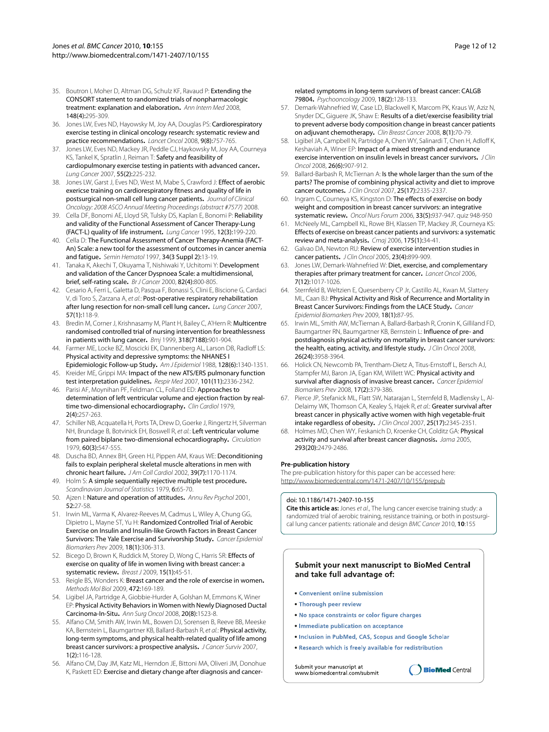35. Boutron I, Moher D, Altman DG, Schulz KF, Ravaud P: **Extending the CONSORT statement to randomized trials of nonpharmacologic treatment: explanation and elaboration.** *Ann Intern Med* 2008, **148(4):**295-309.
36. Jones LW, Eves ND, Hayowsky M, Joy AA, Douglas PS: **Cardiorespiratory exercise testing in clinical oncology research: systematic review and practice recommendations.** *Lancet Oncol* 2008, **9(8):**757-765.
37. Jones LW, Eves ND, Mackey JR, Peddle CJ, Haykowsky M, Joy AA, Courneya KS, Tankel K, Spratlin J, Reiman T: **Safety and feasibility of cardiopulmonary exercise testing in patients with advanced cancer.** *Lung Cancer* 2007, **55(2):**225-232.
38. Jones LW, Garst J, Eves ND, West M, Mabe S, Crawford J: **Effect of aerobic exericse training on cardiorespiratory fitness and quality of life in postsurgical non-small cell lung cancer patients.** *Journal of Clinical Oncology: 2008 ASCO Annual Meeting Proceedings (abstract #7577)* 2008.
39. Cella DF, Bonomi AE, Lloyd SR, Tulsky DS, Kaplan E, Bonomi P: **Reliability and validity of the Functional Assessment of Cancer Therapy-Lung (FACT-L) quality of life instrument.** *Lung Cancer* 1995, **12(3):**199-220.
40. Cella D: **The Functional Assessment of Cancer Therapy-Anemia (FACT-An) Scale: a new tool for the assessment of outcomes in cancer anemia and fatigue.** *Semin Hematol* 1997, **34(3 Suppl 2):**13-19.
41. Tanaka K, Akechi T, Okuyama T, Nishiwaki Y, Uchitomi Y: **Development and validation of the Cancer Dyspnoea Scale: a multidimensional, brief, self-rating scale.** *Br J Cancer* 2000, **82(4):**800-805.
42. Cesario A, Ferri L, Galetta D, Pasqua F, Bonassi S, Clini E, Biscione G, Cardaci V, di Toro S, Zarzana A, *et al.*: **Post-operative respiratory rehabilitation after lung resection for non-small cell lung cancer.** *Lung Cancer* 2007, **57(1):**118-9.
43. Bredin M, Corner J, Krishnasamy M, Plant H, Bailey C, A'Hern R: **Multicentre randomised controlled trial of nursing intervention for breathlessness in patients with lung cancer.** *Bmj* 1999, **318(7188):**901-904.
44. Farmer ME, Locke BZ, Moscicki EK, Dannenberg AL, Larson DB, Radloff LS: **Physical activity and depressive symptoms: the NHANES I Epidemiologic Follow-up Study.** *Am J Epidemiol* 1988, **128(6):**1340-1351.
45. Kreider ME, Grippi MA: **Impact of the new ATS/ERS pulmonary function test interpretation guidelines.** *Respir Med* 2007, **101(11):**2336-2342.
46. Parisi AF, Moynihan PF, Feldman CL, Folland ED: **Approaches to determination of left ventricular volume and ejection fraction by real-time two-dimensional echocardiography.** *Clin Cardiol* 1979, **2(4):**257-263.
47. Schiller NB, Acquatella H, Ports TA, Drew D, Goerke J, Ringertz H, Silverman NH, Brundage B, Botvinick EH, Boswell R, *et al.*: **Left ventricular volume from paired biplane two-dimensional echocardiography.** *Circulation* 1979, **60(3):**547-555.
48. Duscha BD, Annex BH, Green HJ, Pippen AM, Kraus WE: **Deconditioning fails to explain peripheral skeletal muscle alterations in men with chronic heart failure.** *J Am Coll Cardiol* 2002, **39(7):**1170-1174.
49. Holm S: **A simple sequentially rejective multiple test procedure.** *Scandinavian Journal of Statistics* 1979, **6:**65-70.
50. Ajzen I: **Nature and operation of attitudes.** *Annu Rev Psychol* 2001, **52:**27-58.
51. Irwin ML, Varma K, Alvarez-Reeves M, Cadmus L, Wiley A, Chung GG, Dipietro L, Mayne ST, Yu H: **Randomized Controlled Trial of Aerobic Exercise on Insulin and Insulin-like Growth Factors in Breast Cancer Survivors: The Yale Exercise and Survivorship Study.** *Cancer Epidemiol Biomarkers Prev* 2009, **18(1):**306-313.
52. Bicego D, Brown K, Ruddick M, Storey D, Wong C, Harris SR: **Effects of exercise on quality of life in women living with breast cancer: a systematic review.** *Breast J* 2009, **15(1):**45-51.
53. Reigle BS, Wonders K: **Breast cancer and the role of exercise in women.** *Methods Mol Biol* 2009, **472:**169-189.
54. Ligibel JA, Partridge A, Giobbie-Hurder A, Golshan M, Emmons K, Winer EP: **Physical Activity Behaviors in Women with Newly Diagnosed Ductal Carcinoma-In-Situ.** *Ann Surg Oncol* 2008, **20(8):**1523-8.
55. Alfano CM, Smith AW, Irwin ML, Bowen DJ, Sorensen B, Reeve BB, Meeske KA, Bernstein L, Baumgartner KB, Ballard-Barbash R, *et al.*: **Physical activity, long-term symptoms, and physical health-related quality of life among breast cancer survivors: a prospective analysis.** *J Cancer Surviv* 2007, **1(2):**116-128.
56. Alfano CM, Day JM, Katz ML, Herndon JE, Bittoni MA, Oliveri JM, Donohue K, Paskett ED: **Exercise and dietary change after diagnosis and cancer-related symptoms in long-term survivors of breast cancer: CALGB 79804.** *Psychooncology* 2009, **18(2):**128-133.
57. Demark-Wahnefried W, Case LD, Blackwell K, Marcom PK, Kraus W, Aziz N, Snyder DC, Giguere JK, Shaw E: **Results of a diet/exercise feasibility trial to prevent adverse body composition change in breast cancer patients on adjuvant chemotherapy.** *Clin Breast Cancer* 2008, **8(1):**70-79.
58. Ligibel JA, Campbell N, Partridge A, Chen WY, Salinardi T, Chen H, Adloff K, Keshaviah A, Winer EP: **Impact of a mixed strength and endurance exercise intervention on insulin levels in breast cancer survivors.** *J Clin Oncol* 2008, **26(6):**907-912.
59. Ballard-Barbash R, McTiernan A: **Is the whole larger than the sum of the parts? The promise of combining physical activity and diet to improve cancer outcomes.** *J Clin Oncol* 2007, **25(17):**2335-2337.
60. Ingram C, Courneya KS, Kingston D: **The effects of exercise on body weight and composition in breast cancer survivors: an integrative systematic review.** *Oncol Nurs Forum* 2006, **33(5):**937-947. quiz 948-950
61. McNeely ML, Campbell KL, Rowe BH, Klassen TP, Mackey JR, Courneya KS: **Effects of exercise on breast cancer patients and survivors: a systematic review and meta-analysis.** *Cmaj* 2006, **175(1):**34-41.
62. Galvao DA, Newton RU: **Review of exercise intervention studies in cancer patients.** *J Clin Oncol* 2005, **23(4):**899-909.
63. Jones LW, Demark-Wahnefried W: **Diet, exercise, and complementary therapies after primary treatment for cancer.** *Lancet Oncol* 2006, **7(12):**1017-1026.
64. Sternfeld B, Weltzien E, Quesenberry CP Jr, Castillo AL, Kwan M, Slattery ML, Caan BJ: **Physical Activity and Risk of Recurrence and Mortality in Breast Cancer Survivors: Findings from the LACE Study.** *Cancer Epidemiol Biomarkers Prev* 2009, **18(1):**87-95.
65. Irwin ML, Smith AW, McTiernan A, Ballard-Barbash R, Cronin K, Gilliland FD, Baumgartner RN, Baumgartner KB, Bernstein L: **Influence of pre- and postdiagnosis physical activity on mortality in breast cancer survivors: the health, eating, activity, and lifestyle study.** *J Clin Oncol* 2008, **26(24):**3958-3964.
66. Holick CN, Newcomb PA, Trentham-Dietz A, Titus-Ernstoff L, Bersch AJ, Stampfer MJ, Baron JA, Egan KM, Willett WC: **Physical activity and survival after diagnosis of invasive breast cancer.** *Cancer Epidemiol Biomarkers Prev* 2008, **17(2):**379-386.
67. Pierce JP, Stefanick ML, Flatt SW, Natarajan L, Sternfeld B, Madlensky L, Al-Delaimy WK, Thomson CA, Kealey S, Hajek R, *et al.*: **Greater survival after breast cancer in physically active women with high vegetable-fruit intake regardless of obesity.** *J Clin Oncol* 2007, **25(17):**2345-2351.
68. Holmes MD, Chen WY, Feskanich D, Kroenke CH, Colditz GA: **Physical activity and survival after breast cancer diagnosis.** *Jama* 2005, **293(20):**2479-2486.

## Pre-publication history

The pre-publication history for this paper can be accessed here:
http://www.biomedcentral.com/1471-2407/10/155/prepub

doi: 10.1186/1471-2407-10-155

**Cite this article as:** Jones *et al.*, The lung cancer exercise training study: a randomized trial of aerobic training, resistance training, or both in postsurgical lung cancer patients: rationale and design *BMC Cancer* 2010, **10**:155

**Submit your next manuscript to BioMed Central and take full advantage of:**

- Convenient online submission
- Thorough peer review
- No space constraints or color figure charges
- Immediate publication on acceptance
- Inclusion in PubMed, CAS, Scopus and Google Scholar
- Research which is freely available for redistribution

Submit your manuscript at
www.biomedcentral.com/submit

BioMed Central